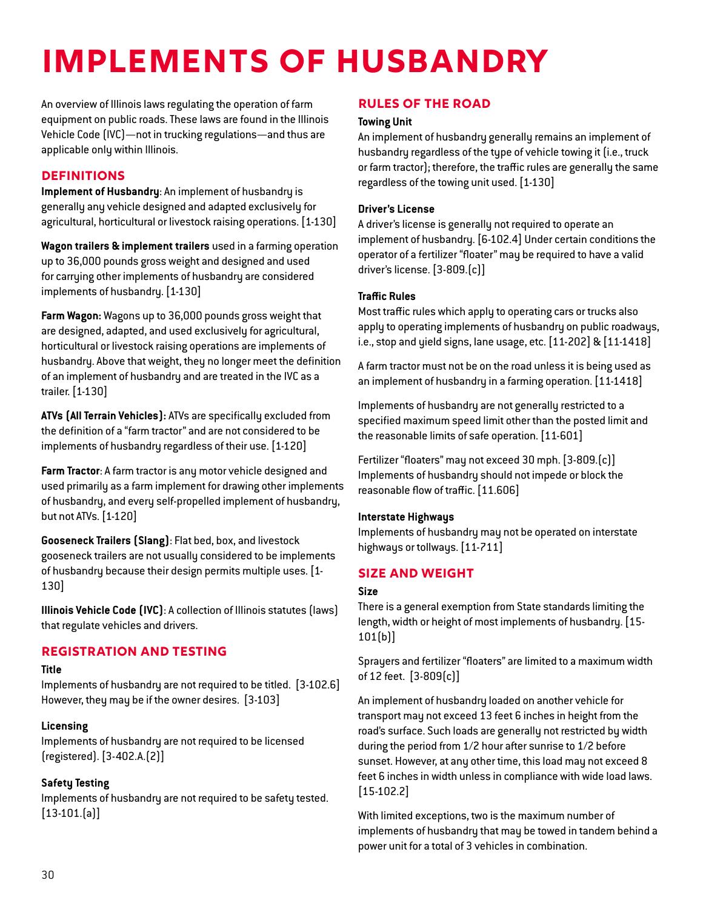# IMPLEMENTS OF HUSBANDRY

An overview of Illinois laws regulating the operation of farm equipment on public roads. These laws are found in the Illinois Vehicle Code (IVC)—not in trucking regulations—and thus are applicable only within Illinois.

## DEFINITIONS

**Implement of Husbandry**: An implement of husbandry is generally any vehicle designed and adapted exclusively for agricultural, horticultural or livestock raising operations. [1-130]

**Wagon trailers & implement trailers** used in a farming operation up to 36,000 pounds gross weight and designed and used for carrying other implements of husbandry are considered implements of husbandry. [1-130]

**Farm Wagon:** Wagons up to 36,000 pounds gross weight that are designed, adapted, and used exclusively for agricultural, horticultural or livestock raising operations are implements of husbandry. Above that weight, they no longer meet the definition of an implement of husbandry and are treated in the IVC as a trailer. [1-130]

**ATVs (All Terrain Vehicles):** ATVs are specifically excluded from the definition of a "farm tractor" and are not considered to be implements of husbandry regardless of their use. [1-120]

**Farm Tractor**: A farm tractor is any motor vehicle designed and used primarily as a farm implement for drawing other implements of husbandry, and every self-propelled implement of husbandry, but not ATVs. [1-120]

**Gooseneck Trailers (Slang)**: Flat bed, box, and livestock gooseneck trailers are not usually considered to be implements of husbandry because their design permits multiple uses. [1-130]

**Illinois Vehicle Code (IVC)**: A collection of Illinois statutes (laws) that regulate vehicles and drivers.

## REGISTRATION AND TESTING

### Title

Implements of husbandry are not required to be titled. [3-102.6] However, they may be if the owner desires. [3-103]

### Licensing

Implements of husbandry are not required to be licensed (registered). [3-402.A.(2)]

### Safety Testing

Implements of husbandry are not required to be safety tested. [13-101.(a)]

## RULES OF THE ROAD

### Towing Unit

An implement of husbandry generally remains an implement of husbandry regardless of the type of vehicle towing it (i.e., truck or farm tractor); therefore, the traffic rules are generally the same regardless of the towing unit used. [1-130]

### Driver's License

A driver's license is generally not required to operate an implement of husbandry. [6-102.4] Under certain conditions the operator of a fertilizer "floater" may be required to have a valid driver's license. [3-809.(c)]

### Traffic Rules

Most traffic rules which apply to operating cars or trucks also apply to operating implements of husbandry on public roadways, i.e., stop and yield signs, lane usage, etc. [11-202] & [11-1418]

A farm tractor must not be on the road unless it is being used as an implement of husbandry in a farming operation. [11-1418]

Implements of husbandry are not generally restricted to a specified maximum speed limit other than the posted limit and the reasonable limits of safe operation. [11-601]

Fertilizer "floaters" may not exceed 30 mph. [3-809.(c)] Implements of husbandry should not impede or block the reasonable flow of traffic. [11.606]

### Interstate Highways

Implements of husbandry may not be operated on interstate highways or tollways. [11-711]

## SIZE AND WEIGHT

### Size

There is a general exemption from State standards limiting the length, width or height of most implements of husbandry. [15-101(b)]

Sprayers and fertilizer "floaters" are limited to a maximum width of 12 feet. [3-809(c)]

An implement of husbandry loaded on another vehicle for transport may not exceed 13 feet 6 inches in height from the road's surface. Such loads are generally not restricted by width during the period from 1/2 hour after sunrise to 1/2 before sunset. However, at any other time, this load may not exceed 8 feet 6 inches in width unless in compliance with wide load laws. [15-102.2]

With limited exceptions, two is the maximum number of implements of husbandry that may be towed in tandem behind a power unit for a total of 3 vehicles in combination.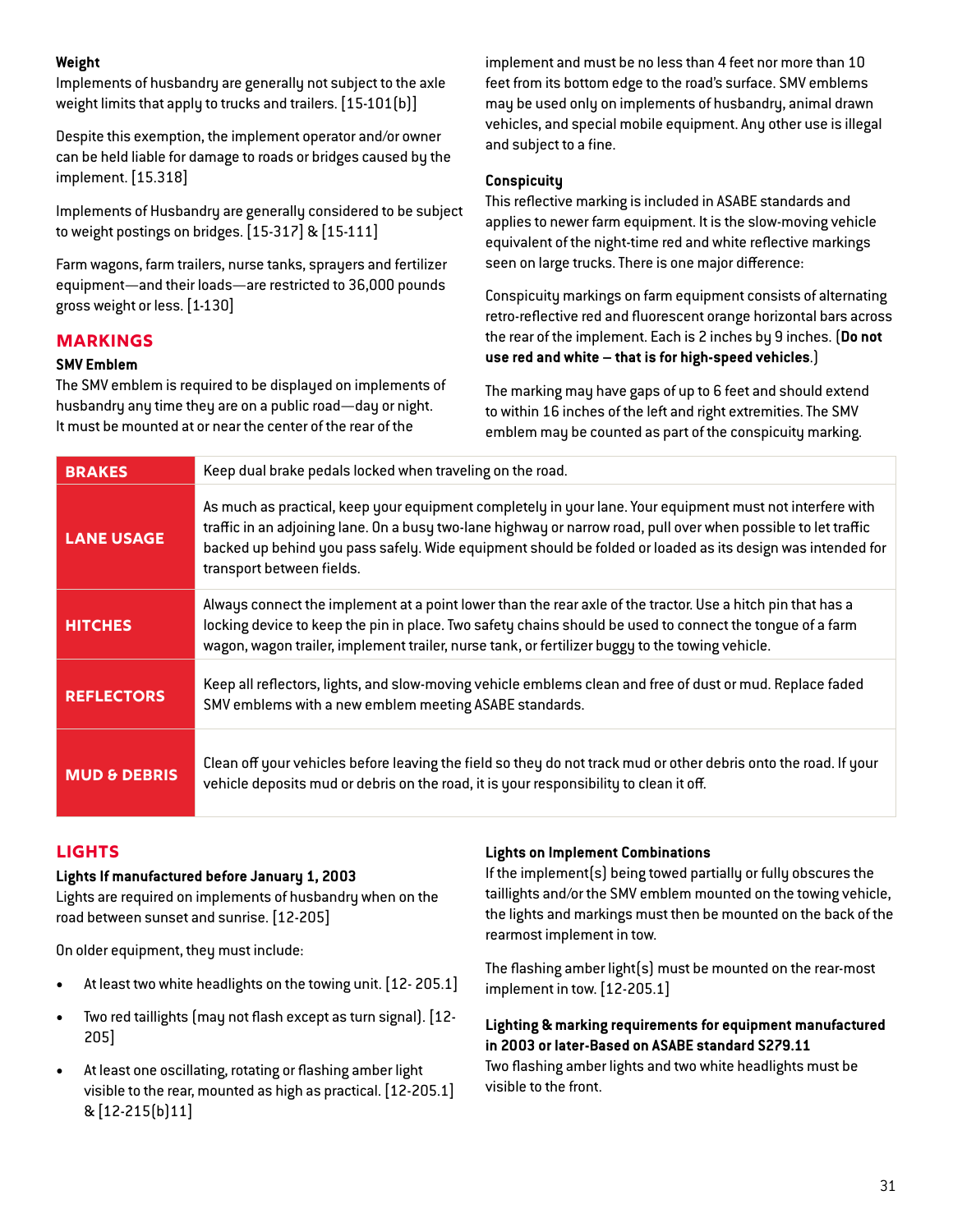**Weight**

Implements of husbandry are generally not subject to the axle weight limits that apply to trucks and trailers. [15-101(b)]

Despite this exemption, the implement operator and/or owner can be held liable for damage to roads or bridges caused by the implement. [15.318]

Implements of Husbandry are generally considered to be subject to weight postings on bridges. [15-317] & [15-111]

Farm wagons, farm trailers, nurse tanks, sprayers and fertilizer equipment—and their loads—are restricted to 36,000 pounds gross weight or less. [1-130]

## MARKINGS

**SMV Emblem**

The SMV emblem is required to be displayed on implements of husbandry any time they are on a public road—day or night. It must be mounted at or near the center of the rear of the implement and must be no less than 4 feet nor more than 10 feet from its bottom edge to the road's surface. SMV emblems may be used only on implements of husbandry, animal drawn vehicles, and special mobile equipment. Any other use is illegal and subject to a fine.

**Conspicuity**

This reflective marking is included in ASABE standards and applies to newer farm equipment. It is the slow-moving vehicle equivalent of the night-time red and white reflective markings seen on large trucks. There is one major difference:

Conspicuity markings on farm equipment consists of alternating retro-reflective red and fluorescent orange horizontal bars across the rear of the implement. Each is 2 inches by 9 inches. (**Do not use red and white – that is for high-speed vehicles.**)

The marking may have gaps of up to 6 feet and should extend to within 16 inches of the left and right extremities. The SMV emblem may be counted as part of the conspicuity marking.

| | |
|---|---|
| **BRAKES** | Keep dual brake pedals locked when traveling on the road. |
| **LANE USAGE** | As much as practical, keep your equipment completely in your lane. Your equipment must not interfere with traffic in an adjoining lane. On a busy two-lane highway or narrow road, pull over when possible to let traffic backed up behind you pass safely. Wide equipment should be folded or loaded as its design was intended for transport between fields. |
| **HITCHES** | Always connect the implement at a point lower than the rear axle of the tractor. Use a hitch pin that has a locking device to keep the pin in place. Two safety chains should be used to connect the tongue of a farm wagon, wagon trailer, implement trailer, nurse tank, or fertilizer buggy to the towing vehicle. |
| **REFLECTORS** | Keep all reflectors, lights, and slow-moving vehicle emblems clean and free of dust or mud. Replace faded SMV emblems with a new emblem meeting ASABE standards. |
| **MUD & DEBRIS** | Clean off your vehicles before leaving the field so they do not track mud or other debris onto the road. If your vehicle deposits mud or debris on the road, it is your responsibility to clean it off. |

## LIGHTS

**Lights If manufactured before January 1, 2003**

Lights are required on implements of husbandry when on the road between sunset and sunrise. [12-205]

On older equipment, they must include:

- At least two white headlights on the towing unit. [12- 205.1]
- Two red taillights (may not flash except as turn signal). [12-205]
- At least one oscillating, rotating or flashing amber light visible to the rear, mounted as high as practical. [12-205.1] & [12-215(b)11]

**Lights on Implement Combinations**

If the implement(s) being towed partially or fully obscures the taillights and/or the SMV emblem mounted on the towing vehicle, the lights and markings must then be mounted on the back of the rearmost implement in tow.

The flashing amber light(s) must be mounted on the rear-most implement in tow. [12-205.1]

**Lighting & marking requirements for equipment manufactured in 2003 or later-Based on ASABE standard S279.11**

Two flashing amber lights and two white headlights must be visible to the front.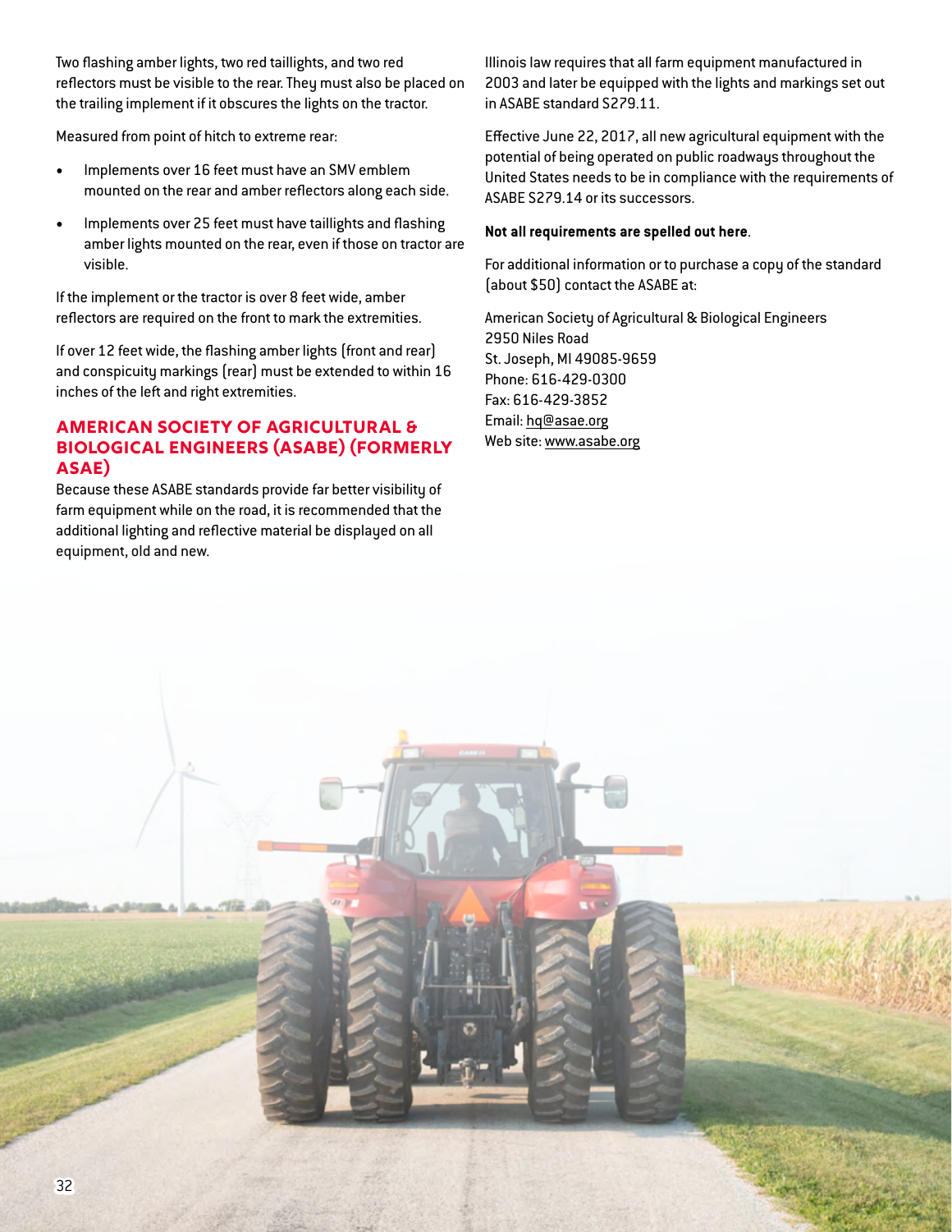Two flashing amber lights, two red taillights, and two red reflectors must be visible to the rear. They must also be placed on the trailing implement if it obscures the lights on the tractor.

Measured from point of hitch to extreme rear:

- Implements over 16 feet must have an SMV emblem mounted on the rear and amber reflectors along each side.
- Implements over 25 feet must have taillights and flashing amber lights mounted on the rear, even if those on tractor are visible.

If the implement or the tractor is over 8 feet wide, amber reflectors are required on the front to mark the extremities.

If over 12 feet wide, the flashing amber lights (front and rear) and conspicuity markings (rear) must be extended to within 16 inches of the left and right extremities.

## AMERICAN SOCIETY OF AGRICULTURAL & BIOLOGICAL ENGINEERS (ASABE) (FORMERLY ASAE)

Because these ASABE standards provide far better visibility of farm equipment while on the road, it is recommended that the additional lighting and reflective material be displayed on all equipment, old and new.

Illinois law requires that all farm equipment manufactured in 2003 and later be equipped with the lights and markings set out in ASABE standard S279.11.

Effective June 22, 2017, all new agricultural equipment with the potential of being operated on public roadways throughout the United States needs to be in compliance with the requirements of ASABE S279.14 or its successors.

**Not all requirements are spelled out here**.

For additional information or to purchase a copy of the standard (about $50) contact the ASABE at:

American Society of Agricultural & Biological Engineers
2950 Niles Road
St. Joseph, MI 49085-9659
Phone: 616-429-0300
Fax: 616-429-3852
Email: hq@asae.org
Web site: www.asabe.org